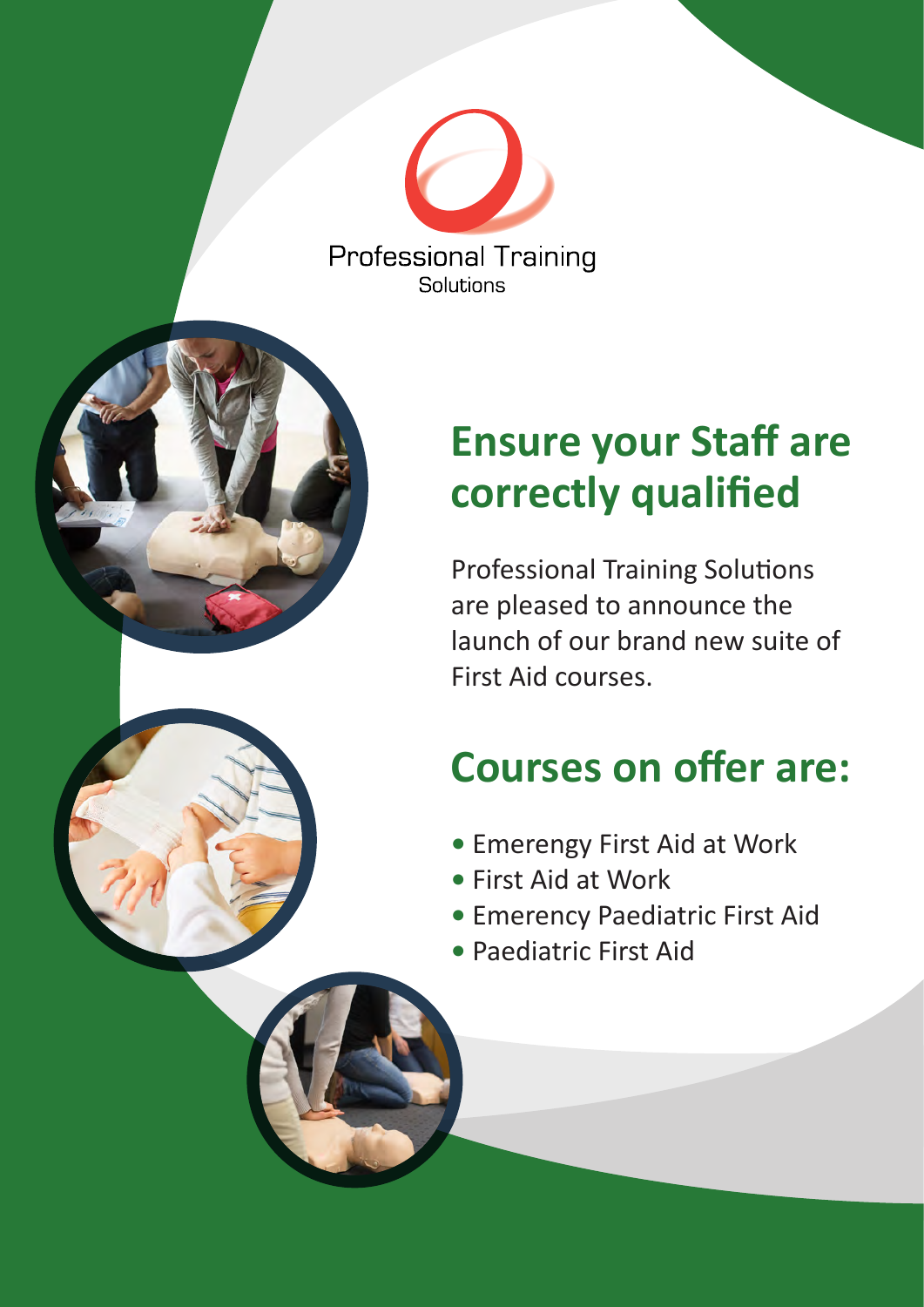Professional Training
Solutions

## Ensure your Staff are correctly qualified

Professional Training Solutions are pleased to announce the launch of our brand new suite of First Aid courses.

## Courses on offer are:

- Emerengy First Aid at Work
- First Aid at Work
- Emerency Paediatric First Aid
- Paediatric First Aid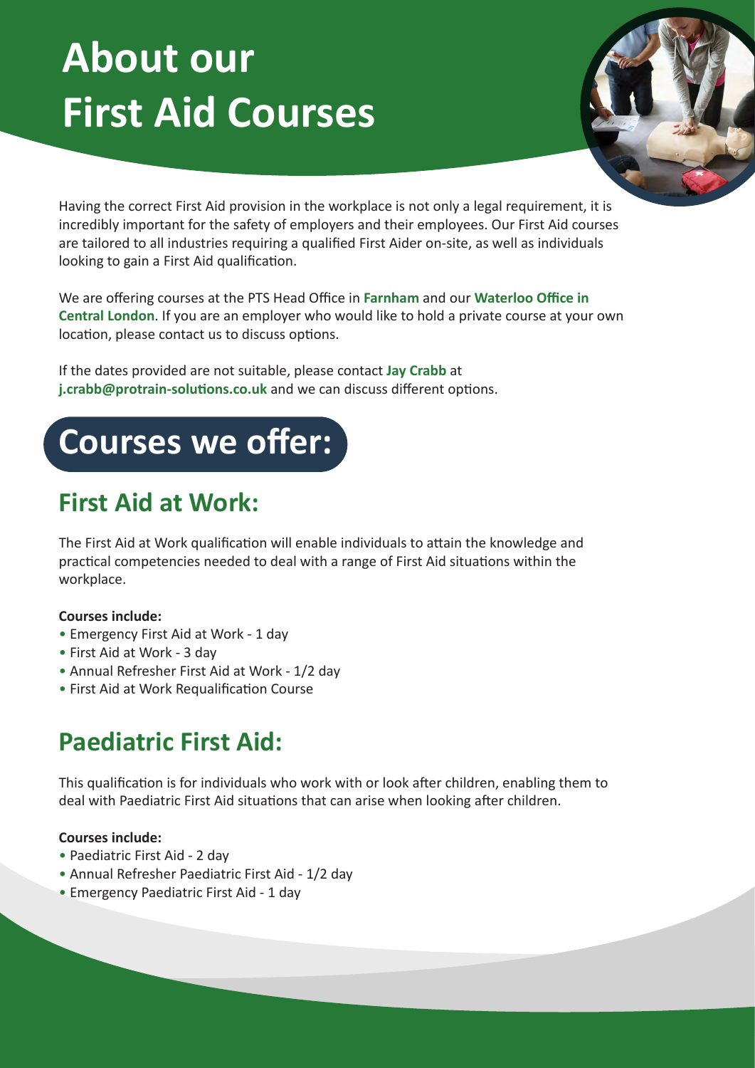# About our First Aid Courses

Having the correct First Aid provision in the workplace is not only a legal requirement, it is incredibly important for the safety of employers and their employees. Our First Aid courses are tailored to all industries requiring a qualified First Aider on-site, as well as individuals looking to gain a First Aid qualification.

We are offering courses at the PTS Head Office in **Farnham** and our **Waterloo Office in Central London**. If you are an employer who would like to hold a private course at your own location, please contact us to discuss options.

If the dates provided are not suitable, please contact **Jay Crabb** at **j.crabb@protrain-solutions.co.uk** and we can discuss different options.

# Courses we offer:

## First Aid at Work:

The First Aid at Work qualification will enable individuals to attain the knowledge and practical competencies needed to deal with a range of First Aid situations within the workplace.

**Courses include:**

- Emergency First Aid at Work - 1 day
- First Aid at Work - 3 day
- Annual Refresher First Aid at Work - 1/2 day
- First Aid at Work Requalification Course

## Paediatric First Aid:

This qualification is for individuals who work with or look after children, enabling them to deal with Paediatric First Aid situations that can arise when looking after children.

**Courses include:**

- Paediatric First Aid - 2 day
- Annual Refresher Paediatric First Aid - 1/2 day
- Emergency Paediatric First Aid - 1 day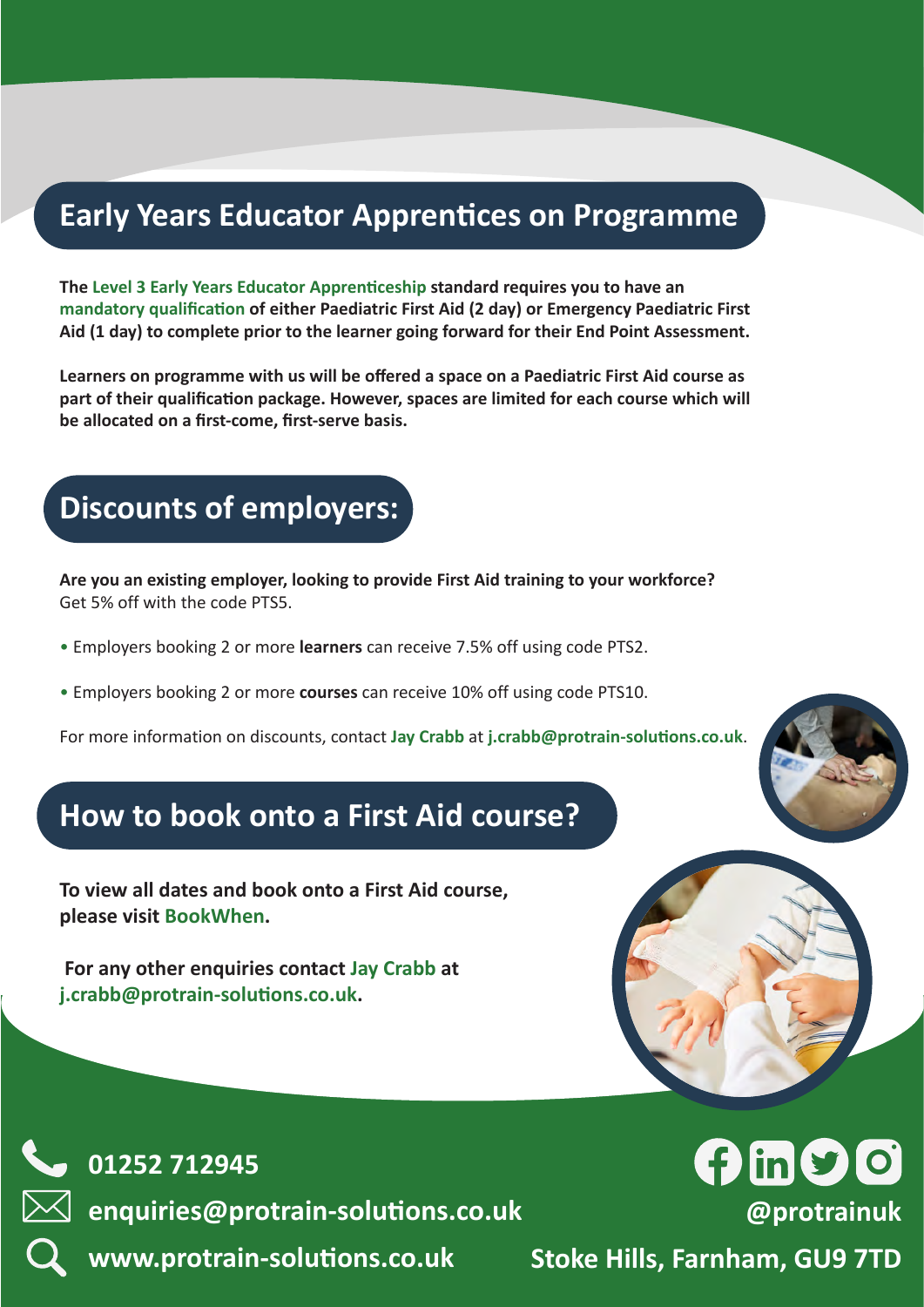## Early Years Educator Apprentices on Programme

**The Level 3 Early Years Educator Apprenticeship standard requires you to have an mandatory qualification of either Paediatric First Aid (2 day) or Emergency Paediatric First Aid (1 day) to complete prior to the learner going forward for their End Point Assessment.**

**Learners on programme with us will be offered a space on a Paediatric First Aid course as part of their qualification package. However, spaces are limited for each course which will be allocated on a first-come, first-serve basis.**

## Discounts of employers:

**Are you an existing employer, looking to provide First Aid training to your workforce?**
Get 5% off with the code PTS5.

- Employers booking 2 or more **learners** can receive 7.5% off using code PTS2.
- Employers booking 2 or more **courses** can receive 10% off using code PTS10.

For more information on discounts, contact **Jay Crabb** at **j.crabb@protrain-solutions.co.uk**.

## How to book onto a First Aid course?

**To view all dates and book onto a First Aid course, please visit BookWhen.**

**For any other enquiries contact Jay Crabb at j.crabb@protrain-solutions.co.uk.**

**01252 712945**

**enquiries@protrain-solutions.co.uk**

**www.protrain-solutions.co.uk**

**@protrainuk**

**Stoke Hills, Farnham, GU9 7TD**